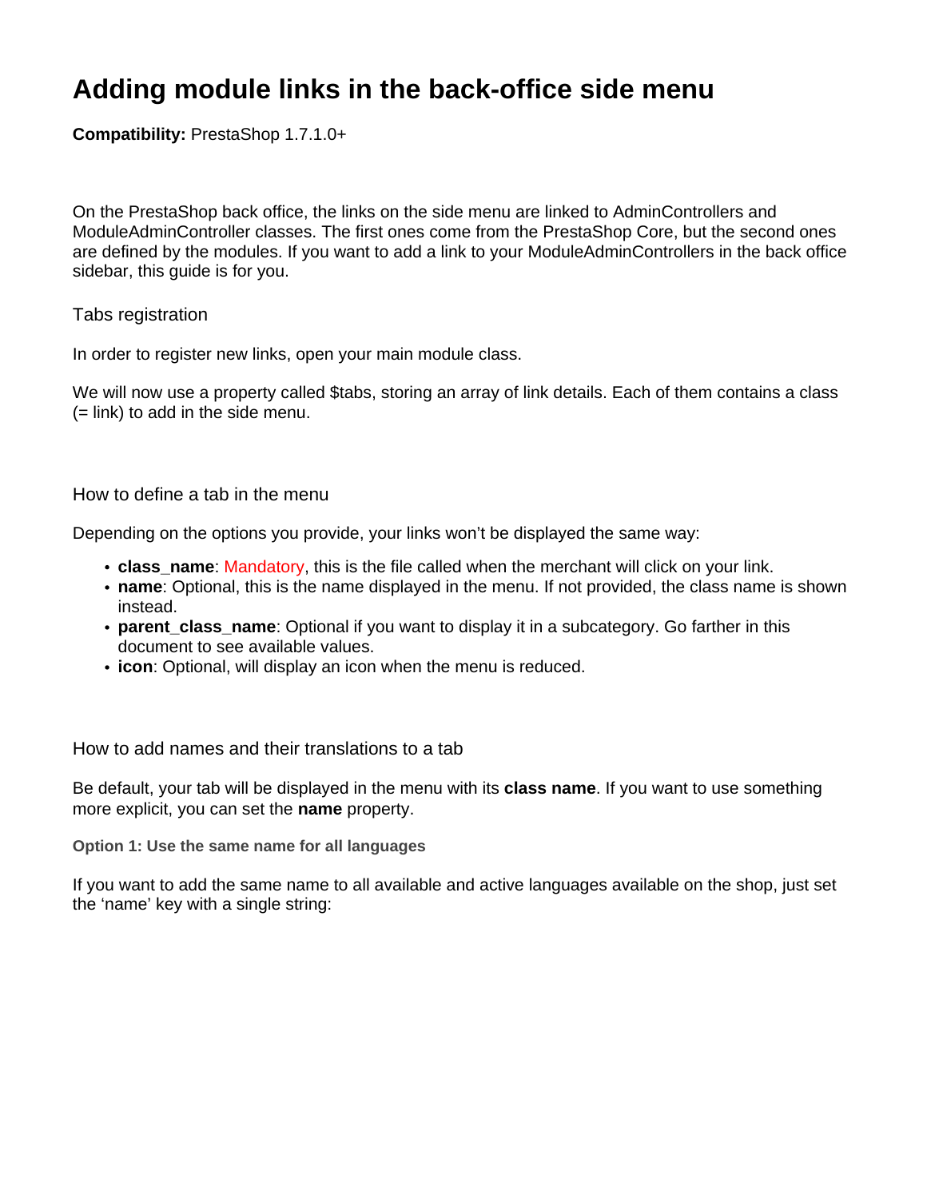# Adding module links in the back-office side menu

**Compatibility:** PrestaShop 1.7.1.0+

On the PrestaShop back office, the links on the side menu are linked to AdminControllers and ModuleAdminController classes. The first ones come from the PrestaShop Core, but the second ones are defined by the modules. If you want to add a link to your ModuleAdminControllers in the back office sidebar, this guide is for you.

## Tabs registration

In order to register new links, open your main module class.

We will now use a property called $tabs, storing an array of link details. Each of them contains a class (= link) to add in the side menu.

## How to define a tab in the menu

Depending on the options you provide, your links won't be displayed the same way:

- **class_name**: Mandatory, this is the file called when the merchant will click on your link.
- **name**: Optional, this is the name displayed in the menu. If not provided, the class name is shown instead.
- **parent_class_name**: Optional if you want to display it in a subcategory. Go farther in this document to see available values.
- **icon**: Optional, will display an icon when the menu is reduced.

## How to add names and their translations to a tab

Be default, your tab will be displayed in the menu with its **class name**. If you want to use something more explicit, you can set the **name** property.

#### Option 1: Use the same name for all languages

If you want to add the same name to all available and active languages available on the shop, just set the 'name' key with a single string: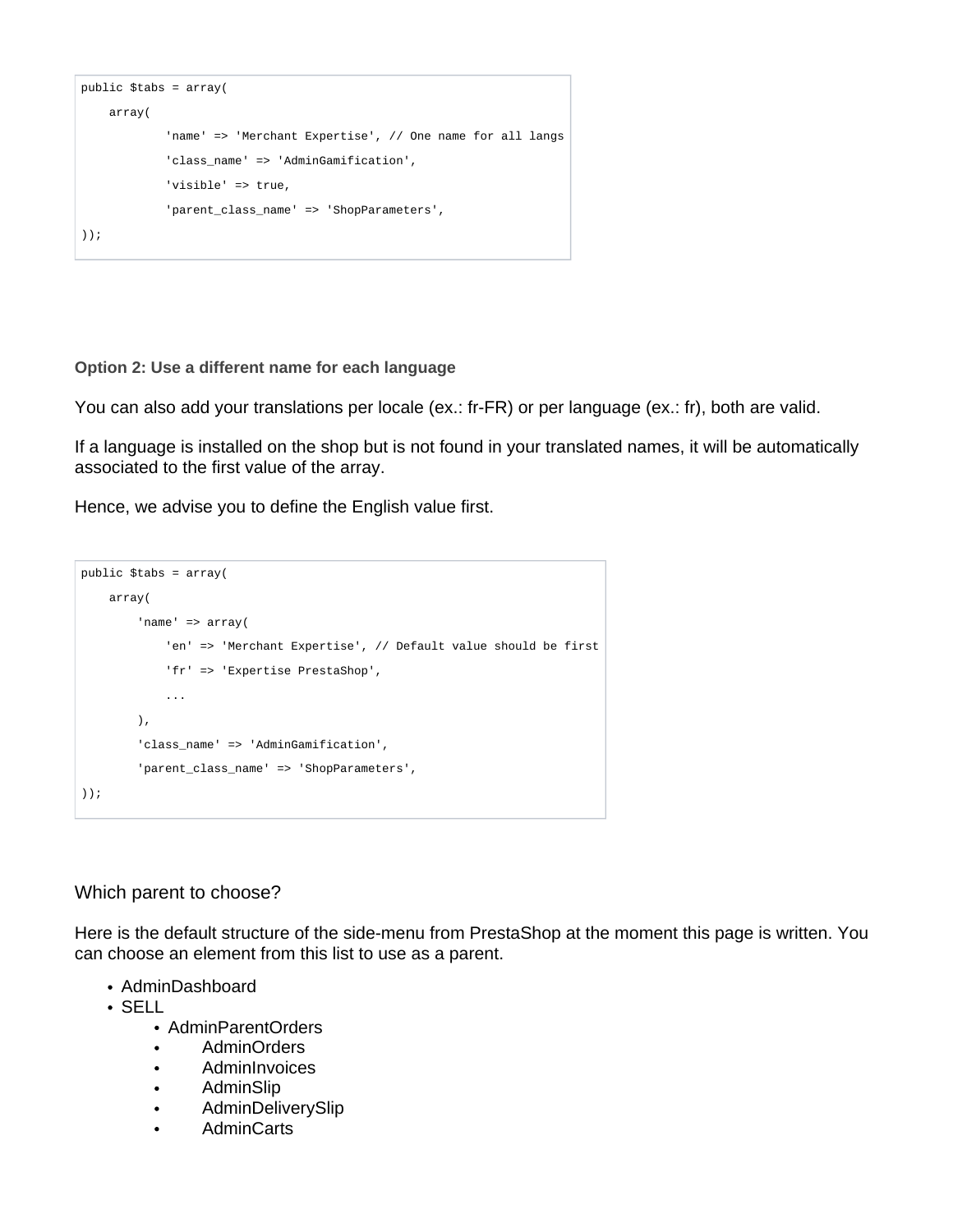```
public $tabs = array(
    array(
            'name' => 'Merchant Expertise', // One name for all langs
            'class_name' => 'AdminGamification',
            'visible' => true,
            'parent_class_name' => 'ShopParameters',
));
```

#### Option 2: Use a different name for each language

You can also add your translations per locale (ex.: fr-FR) or per language (ex.: fr), both are valid.

If a language is installed on the shop but is not found in your translated names, it will be automatically associated to the first value of the array.

Hence, we advise you to define the English value first.

```
public $tabs = array(
    array(
        'name' => array(
            'en' => 'Merchant Expertise', // Default value should be first
            'fr' => 'Expertise PrestaShop',
            ...
        ),
        'class_name' => 'AdminGamification',
        'parent_class_name' => 'ShopParameters',
));
```

### Which parent to choose?

Here is the default structure of the side-menu from PrestaShop at the moment this page is written. You can choose an element from this list to use as a parent.

- AdminDashboard
- SELL
    - AdminParentOrders
    - AdminOrders
    - AdminInvoices
    - AdminSlip
    - AdminDeliverySlip
    - AdminCarts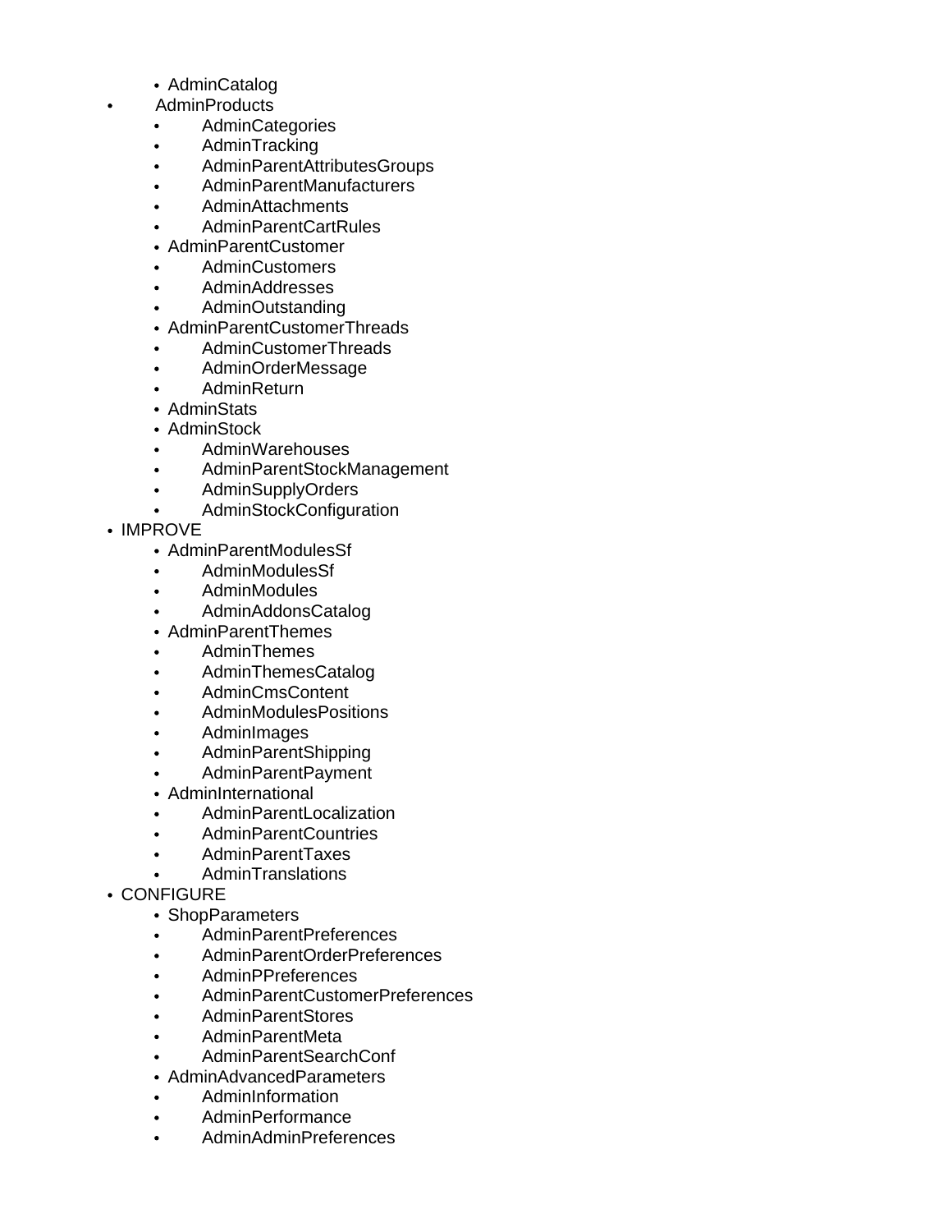- AdminCatalog
- AdminProducts
    - AdminCategories
    - AdminTracking
    - AdminParentAttributesGroups
    - AdminParentManufacturers
    - AdminAttachments
    - AdminParentCartRules
- AdminParentCustomer
    - AdminCustomers
    - AdminAddresses
    - AdminOutstanding
- AdminParentCustomerThreads
    - AdminCustomerThreads
    - AdminOrderMessage
    - AdminReturn
- AdminStats
- AdminStock
    - AdminWarehouses
    - AdminParentStockManagement
    - AdminSupplyOrders
    - AdminStockConfiguration

- IMPROVE
    - AdminParentModulesSf
        - AdminModulesSf
        - AdminModules
        - AdminAddonsCatalog
    - AdminParentThemes
        - AdminThemes
        - AdminThemesCatalog
        - AdminCmsContent
        - AdminModulesPositions
        - AdminImages
        - AdminParentShipping
        - AdminParentPayment
    - AdminInternational
        - AdminParentLocalization
        - AdminParentCountries
        - AdminParentTaxes
        - AdminTranslations
- CONFIGURE
    - ShopParameters
        - AdminParentPreferences
        - AdminParentOrderPreferences
        - AdminPPreferences
        - AdminParentCustomerPreferences
        - AdminParentStores
        - AdminParentMeta
        - AdminParentSearchConf
    - AdminAdvancedParameters
        - AdminInformation
        - AdminPerformance
        - AdminAdminPreferences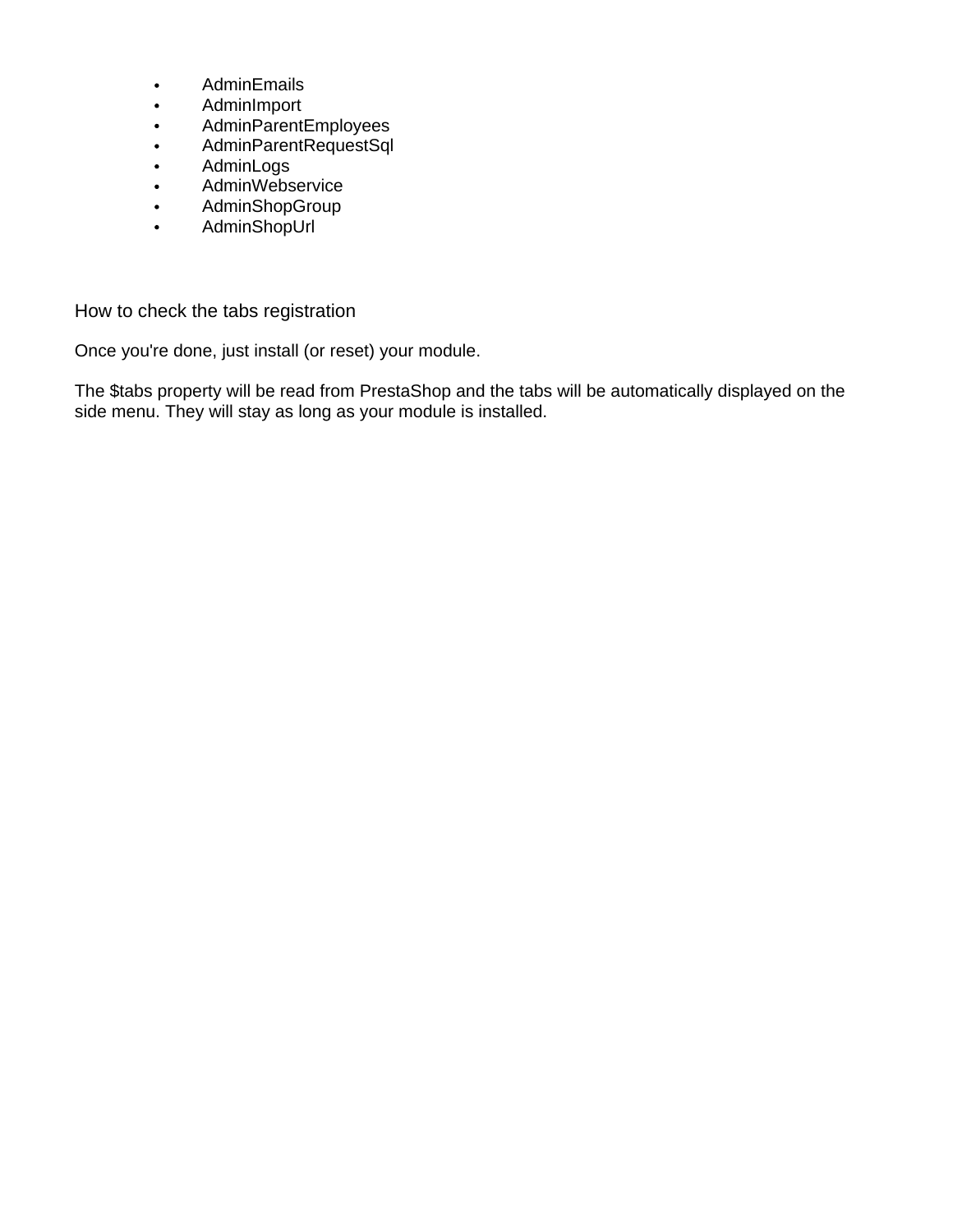- AdminEmails
- AdminImport
- AdminParentEmployees
- AdminParentRequestSql
- AdminLogs
- AdminWebservice
- AdminShopGroup
- AdminShopUrl

## How to check the tabs registration

Once you're done, just install (or reset) your module.

The $tabs property will be read from PrestaShop and the tabs will be automatically displayed on the side menu. They will stay as long as your module is installed.